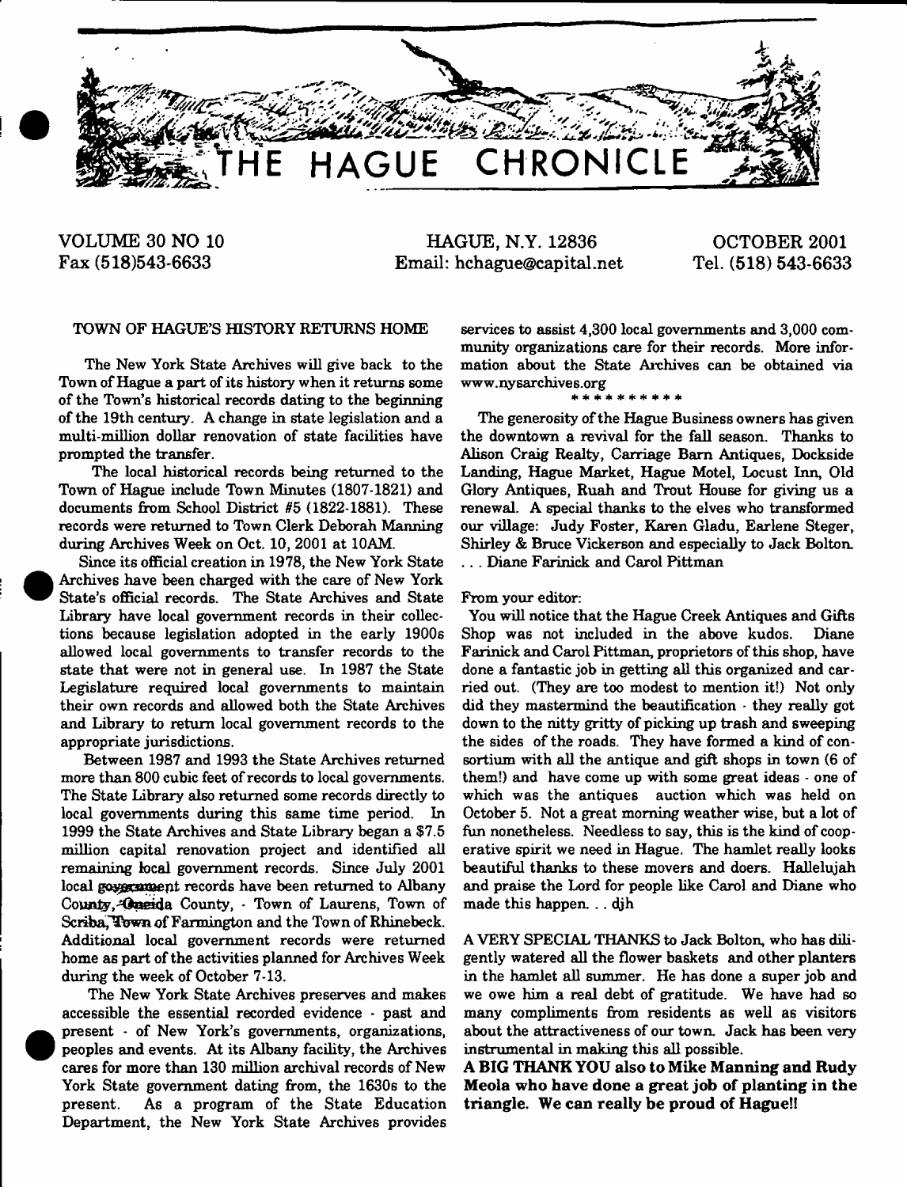# THE HAGUE CHRONICLE

VOLUME 30 NO 10 | HAGUE, N.Y. 12836 | OCTOBER 2001
Fax (518)543-6633 | Email: hchague@capital.net | Tel. (518) 543-6633

## TOWN OF HAGUE'S HISTORY RETURNS HOME

The New York State Archives will give back to the Town of Hague a part of its history when it returns some of the Town's historical records dating to the beginning of the 19th century. A change in state legislation and a multi-million dollar renovation of state facilities have prompted the transfer.

The local historical records being returned to the Town of Hague include Town Minutes (1807-1821) and documents from School District #5 (1822-1881). These records were returned to Town Clerk Deborah Manning during Archives Week on Oct. 10, 2001 at 10AM.

Since its official creation in 1978, the New York State Archives have been charged with the care of New York State's official records. The State Archives and State Library have local government records in their collections because legislation adopted in the early 1900s allowed local governments to transfer records to the state that were not in general use. In 1987 the State Legislature required local governments to maintain their own records and allowed both the State Archives and Library to return local government records to the appropriate jurisdictions.

Between 1987 and 1993 the State Archives returned more than 800 cubic feet of records to local governments. The State Library also returned some records directly to local governments during this same time period. In 1999 the State Archives and State Library began a $7.5 million capital renovation project and identified all remaining local government records. Since July 2001 local government records have been returned to Albany County, Oneida County, - Town of Laurens, Town of Scriba, Town of Farmington and the Town of Rhinebeck. Additional local government records were returned home as part of the activities planned for Archives Week during the week of October 7-13.

The New York State Archives preserves and makes accessible the essential recorded evidence - past and present - of New York's governments, organizations, peoples and events. At its Albany facility, the Archives cares for more than 130 million archival records of New York State government dating from, the 1630s to the present. As a program of the State Education Department, the New York State Archives provides services to assist 4,300 local governments and 3,000 community organizations care for their records. More information about the State Archives can be obtained via www.nysarchives.org

\* \* \* \* \* \* \* \* \* \*

The generosity of the Hague Business owners has given the downtown a revival for the fall season. Thanks to Alison Craig Realty, Carriage Barn Antiques, Dockside Landing, Hague Market, Hague Motel, Locust Inn, Old Glory Antiques, Ruah and Trout House for giving us a renewal. A special thanks to the elves who transformed our village: Judy Foster, Karen Gladu, Earlene Steger, Shirley & Bruce Vickerson and especially to Jack Bolton. . . . Diane Farinick and Carol Pittman

From your editor:

You will notice that the Hague Creek Antiques and Gifts Shop was not included in the above kudos. Diane Farinick and Carol Pittman, proprietors of this shop, have done a fantastic job in getting all this organized and carried out. (They are too modest to mention it!) Not only did they mastermind the beautification - they really got down to the nitty gritty of picking up trash and sweeping the sides of the roads. They have formed a kind of consortium with all the antique and gift shops in town (6 of them!) and have come up with some great ideas - one of which was the antiques auction which was held on October 5. Not a great morning weather wise, but a lot of fun nonetheless. Needless to say, this is the kind of cooperative spirit we need in Hague. The hamlet really looks beautiful thanks to these movers and doers. Hallelujah and praise the Lord for people like Carol and Diane who made this happen. . . djh

A VERY SPECIAL THANKS to Jack Bolton, who has diligently watered all the flower baskets and other planters in the hamlet all summer. He has done a super job and we owe him a real debt of gratitude. We have had so many compliments from residents as well as visitors about the attractiveness of our town. Jack has been very instrumental in making this all possible.

**A BIG THANK YOU also to Mike Manning and Rudy Meola who have done a great job of planting in the triangle. We can really be proud of Hague!!**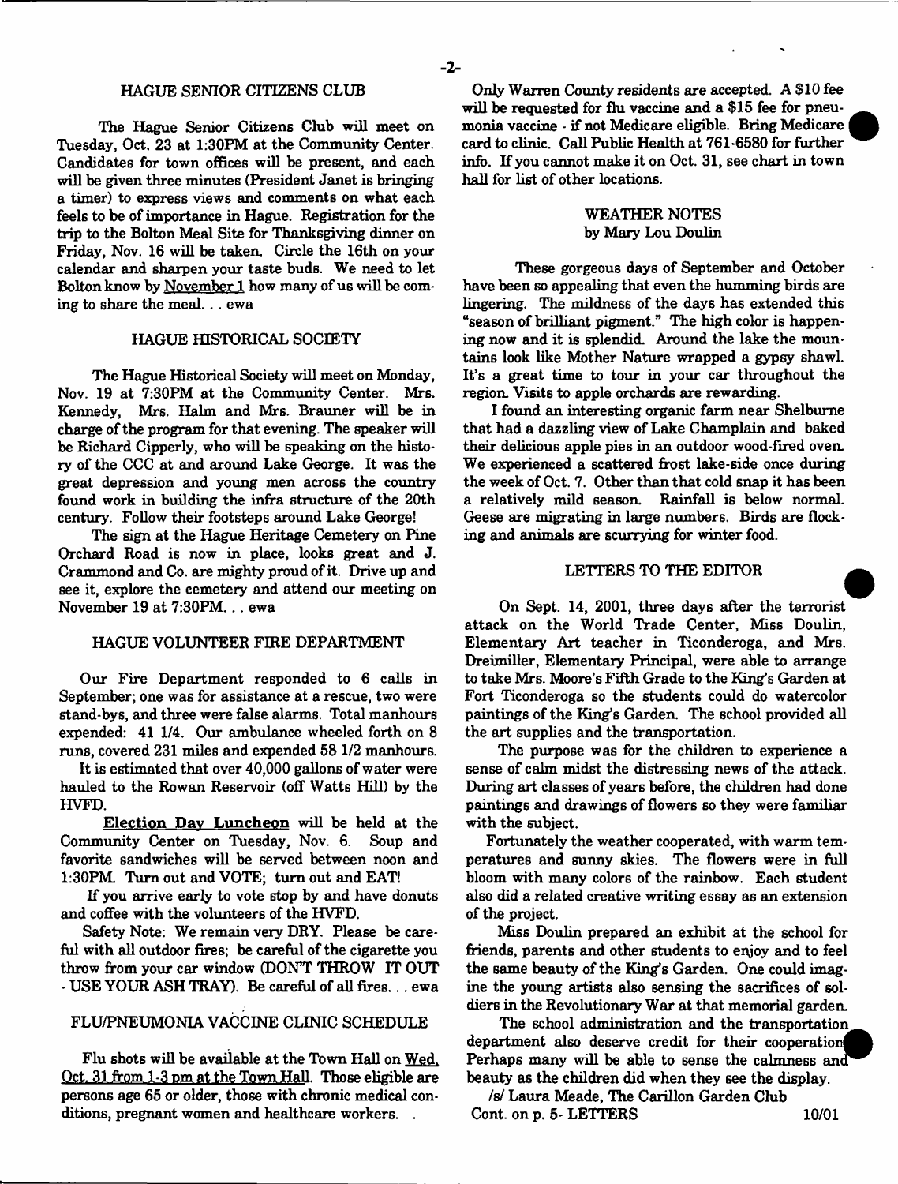## HAGUE SENIOR CITIZENS CLUB

The Hague Senior Citizens Club will meet on Tuesday, Oct. 23 at 1:30PM at the Community Center. Candidates for town offices will be present, and each will be given three minutes (President Janet is bringing a timer) to express views and comments on what each feels to be of importance in Hague. Registration for the trip to the Bolton Meal Site for Thanksgiving dinner on Friday, Nov. 16 will be taken. Circle the 16th on your calendar and sharpen your taste buds. We need to let Bolton know by November 1 how many of us will be coming to share the meal... ewa

## HAGUE HISTORICAL SOCIETY

The Hague Historical Society will meet on Monday, Nov. 19 at 7:30PM at the Community Center. Mrs. Kennedy, Mrs. Halm and Mrs. Brauner will be in charge of the program for that evening. The speaker will be Richard Cipperly, who will be speaking on the history of the CCC at and around Lake George. It was the great depression and young men across the country found work in building the infra structure of the 20th century. Follow their footsteps around Lake George!

The sign at the Hague Heritage Cemetery on Pine Orchard Road is now in place, looks great and J. Crammond and Co. are mighty proud of it. Drive up and see it, explore the cemetery and attend our meeting on November 19 at 7:30PM... ewa

## HAGUE VOLUNTEER FIRE DEPARTMENT

Our Fire Department responded to 6 calls in September; one was for assistance at a rescue, two were stand-bys, and three were false alarms. Total manhours expended: 41 1/4. Our ambulance wheeled forth on 8 runs, covered 231 miles and expended 58 1/2 manhours.

It is estimated that over 40,000 gallons of water were hauled to the Rowan Reservoir (off Watts Hill) by the HVFD.

**Election Day Luncheon** will be held at the Community Center on Tuesday, Nov. 6. Soup and favorite sandwiches will be served between noon and 1:30PM. Turn out and VOTE; turn out and EAT!

If you arrive early to vote stop by and have donuts and coffee with the volunteers of the HVFD.

Safety Note: We remain very DRY. Please be careful with all outdoor fires; be careful of the cigarette you throw from your car window (DON'T THROW IT OUT - USE YOUR ASH TRAY). Be careful of all fires... ewa

## FLU/PNEUMONIA VACCINE CLINIC SCHEDULE

Flu shots will be available at the Town Hall on Wed. Oct. 31 from 1-3 pm at the Town Hall. Those eligible are persons age 65 or older, those with chronic medical conditions, pregnant women and healthcare workers.

Only Warren County residents are accepted. A $10 fee will be requested for flu vaccine and a $15 fee for pneumonia vaccine - if not Medicare eligible. Bring Medicare card to clinic. Call Public Health at 761-6580 for further info. If you cannot make it on Oct. 31, see chart in town hall for list of other locations.

## WEATHER NOTES
by Mary Lou Doulin

These gorgeous days of September and October have been so appealing that even the humming birds are lingering. The mildness of the days has extended this "season of brilliant pigment." The high color is happening now and it is splendid. Around the lake the mountains look like Mother Nature wrapped a gypsy shawl. It's a great time to tour in your car throughout the region. Visits to apple orchards are rewarding.

I found an interesting organic farm near Shelburne that had a dazzling view of Lake Champlain and baked their delicious apple pies in an outdoor wood-fired oven. We experienced a scattered frost lake-side once during the week of Oct. 7. Other than that cold snap it has been a relatively mild season. Rainfall is below normal. Geese are migrating in large numbers. Birds are flocking and animals are scurrying for winter food.

## LETTERS TO THE EDITOR

On Sept. 14, 2001, three days after the terrorist attack on the World Trade Center, Miss Doulin, Elementary Art teacher in Ticonderoga, and Mrs. Dreimiller, Elementary Principal, were able to arrange to take Mrs. Moore's Fifth Grade to the King's Garden at Fort Ticonderoga so the students could do watercolor paintings of the King's Garden. The school provided all the art supplies and the transportation.

The purpose was for the children to experience a sense of calm midst the distressing news of the attack. During art classes of years before, the children had done paintings and drawings of flowers so they were familiar with the subject.

Fortunately the weather cooperated, with warm temperatures and sunny skies. The flowers were in full bloom with many colors of the rainbow. Each student also did a related creative writing essay as an extension of the project.

Miss Doulin prepared an exhibit at the school for friends, parents and other students to enjoy and to feel the same beauty of the King's Garden. One could imagine the young artists also sensing the sacrifices of soldiers in the Revolutionary War at that memorial garden.

The school administration and the transportation department also deserve credit for their cooperation. Perhaps many will be able to sense the calmness and beauty as the children did when they see the display.

/s/ Laura Meade, The Carillon Garden Club

Cont. on p. 5- LETTERS 10/01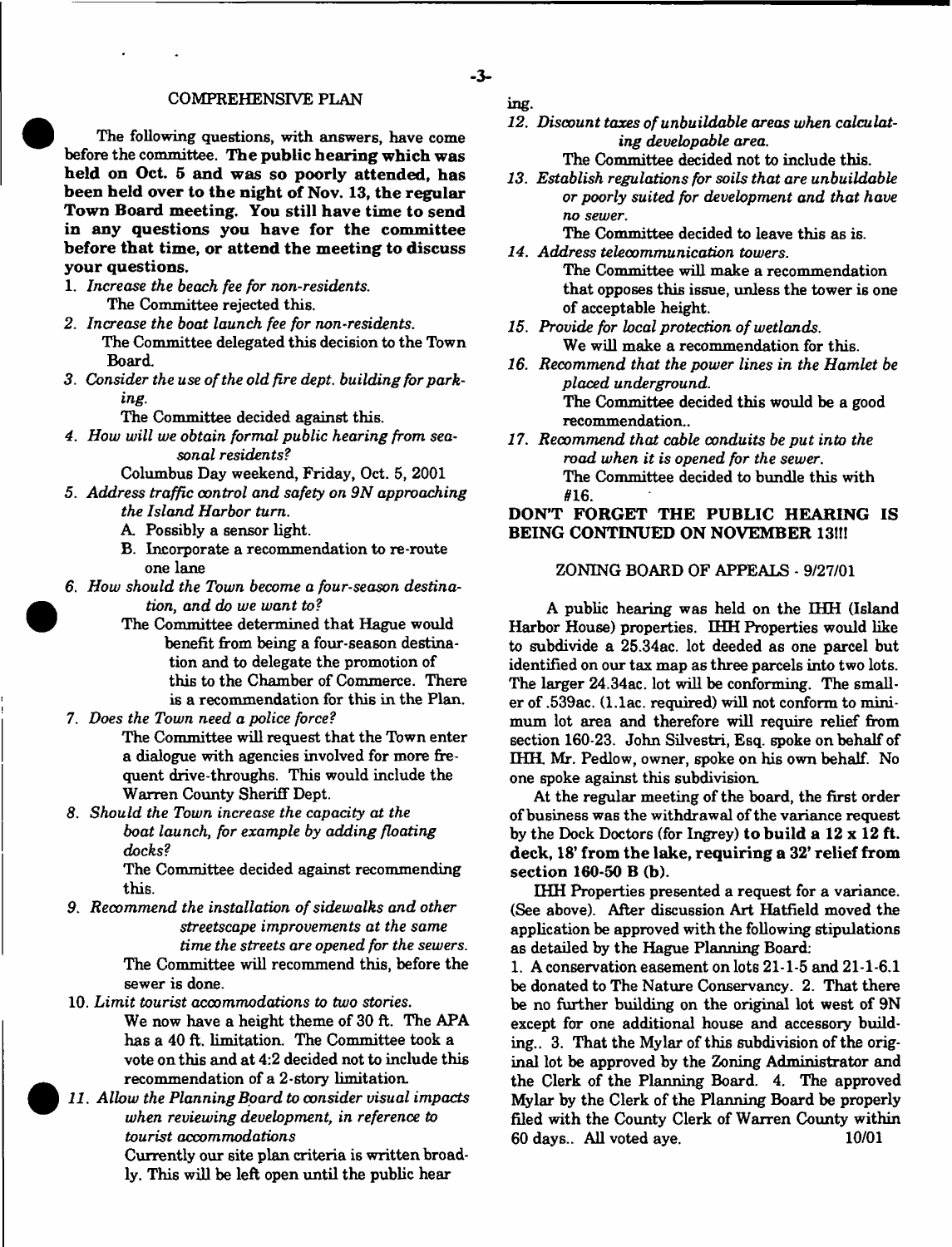## COMPREHENSIVE PLAN

The following questions, with answers, have come before the committee. **The public hearing which was held on Oct. 5 and was so poorly attended, has been held over to the night of Nov. 13, the regular Town Board meeting. You still have time to send in any questions you have for the committee before that time, or attend the meeting to discuss your questions.**

1. *Increase the beach fee for non-residents.*
   The Committee rejected this.
2. *Increase the boat launch fee for non-residents.*
   The Committee delegated this decision to the Town Board.
3. *Consider the use of the old fire dept. building for parking.*
   The Committee decided against this.
4. *How will we obtain formal public hearing from seasonal residents?*
   Columbus Day weekend, Friday, Oct. 5, 2001
5. *Address traffic control and safety on 9N approaching the Island Harbor turn.*
   A. Possibly a sensor light.
   B. Incorporate a recommendation to re-route one lane
6. *How should the Town become a four-season destination, and do we want to?*
   The Committee determined that Hague would benefit from being a four-season destination and to delegate the promotion of this to the Chamber of Commerce. There is a recommendation for this in the Plan.
7. *Does the Town need a police force?*
   The Committee will request that the Town enter a dialogue with agencies involved for more frequent drive-throughs. This would include the Warren County Sheriff Dept.
8. *Should the Town increase the capacity at the boat launch, for example by adding floating docks?*
   The Committee decided against recommending this.
9. *Recommend the installation of sidewalks and other streetscape improvements at the same time the streets are opened for the sewers.*
   The Committee will recommend this, before the sewer is done.
10. *Limit tourist accommodations to two stories.*
    We now have a height theme of 30 ft. The APA has a 40 ft. limitation. The Committee took a vote on this and at 4:2 decided not to include this recommendation of a 2-story limitation.
11. *Allow the Planning Board to consider visual impacts when reviewing development, in reference to tourist accommodations*
    Currently our site plan criteria is written broadly. This will be left open until the public hearing.
12. *Discount taxes of unbuildable areas when calculating developable area.*
    The Committee decided not to include this.
13. *Establish regulations for soils that are unbuildable or poorly suited for development and that have no sewer.*
    The Committee decided to leave this as is.
14. *Address telecommunication towers.*
    The Committee will make a recommendation that opposes this issue, unless the tower is one of acceptable height.
15. *Provide for local protection of wetlands.*
    We will make a recommendation for this.
16. *Recommend that the power lines in the Hamlet be placed underground.*
    The Committee decided this would be a good recommendation..
17. *Recommend that cable conduits be put into the road when it is opened for the sewer.*
    The Committee decided to bundle this with #16.

**DON'T FORGET THE PUBLIC HEARING IS BEING CONTINUED ON NOVEMBER 13!!!**

## ZONING BOARD OF APPEALS - 9/27/01

A public hearing was held on the IHH (Island Harbor House) properties. IHH Properties would like to subdivide a 25.34ac. lot deeded as one parcel but identified on our tax map as three parcels into two lots. The larger 24.34ac. lot will be conforming. The smaller of .539ac. (1.1ac. required) will not conform to minimum lot area and therefore will require relief from section 160-23. John Silvestri, Esq. spoke on behalf of IHH. Mr. Pedlow, owner, spoke on his own behalf. No one spoke against this subdivision.

At the regular meeting of the board, the first order of business was the withdrawal of the variance request by the Dock Doctors (for Ingrey) **to build a 12 x 12 ft. deck, 18' from the lake, requiring a 32' relief from section 160-50 B (b).**

IHH Properties presented a request for a variance. (See above). After discussion Art Hatfield moved the application be approved with the following stipulations as detailed by the Hague Planning Board:

1. A conservation easement on lots 21-1-5 and 21-1-6.1 be donated to The Nature Conservancy. 2. That there be no further building on the original lot west of 9N except for one additional house and accessory building.. 3. That the Mylar of this subdivision of the original lot be approved by the Zoning Administrator and the Clerk of the Planning Board. 4. The approved Mylar by the Clerk of the Planning Board be properly filed with the County Clerk of Warren County within 60 days.. All voted aye. 10/01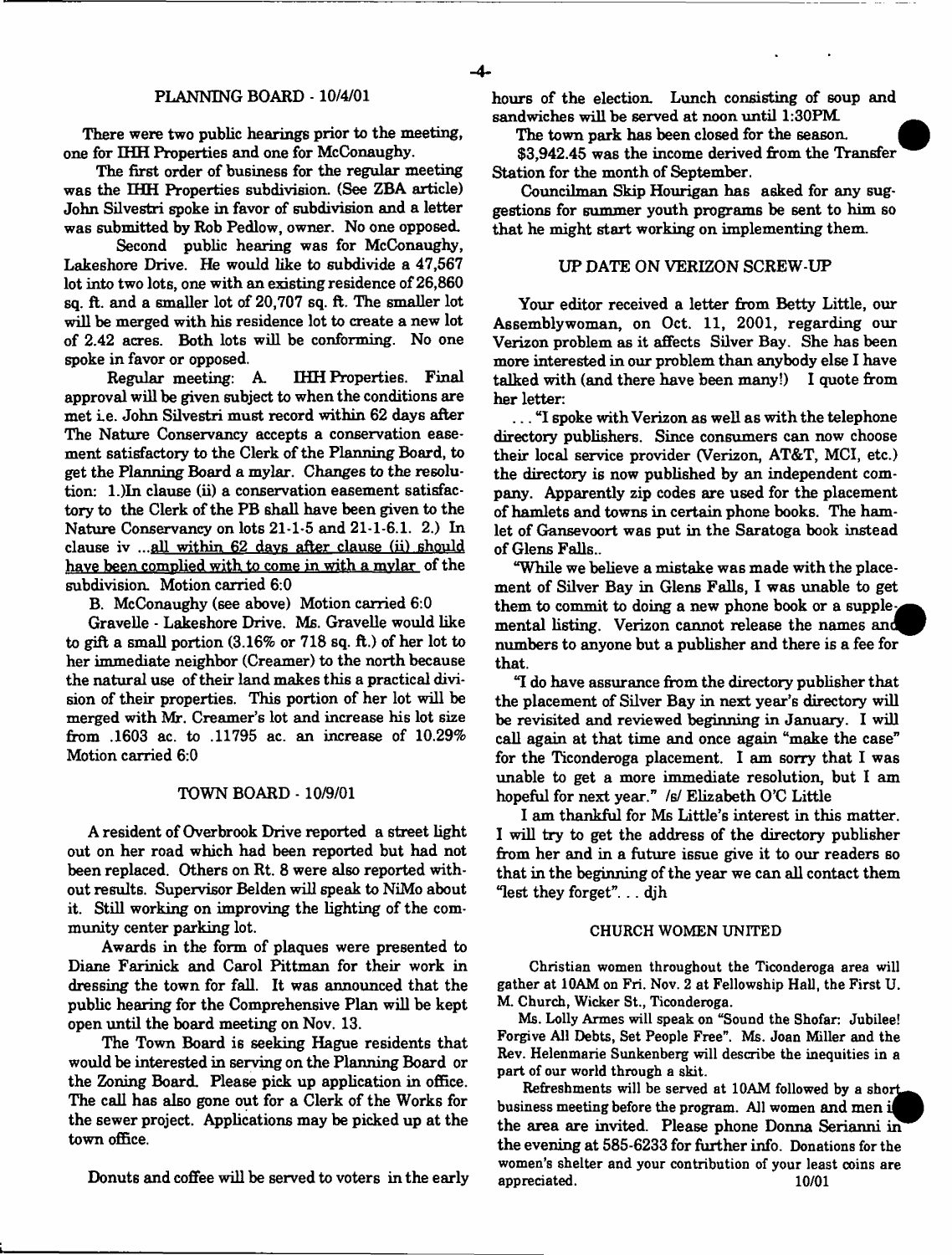## PLANNING BOARD - 10/4/01

There were two public hearings prior to the meeting, one for IHH Properties and one for McConaughy.

The first order of business for the regular meeting was the IHH Properties subdivision. (See ZBA article) John Silvestri spoke in favor of subdivision and a letter was submitted by Rob Pedlow, owner. No one opposed.

Second public hearing was for McConaughy, Lakeshore Drive. He would like to subdivide a 47,567 lot into two lots, one with an existing residence of 26,860 sq. ft. and a smaller lot of 20,707 sq. ft. The smaller lot will be merged with his residence lot to create a new lot of 2.42 acres. Both lots will be conforming. No one spoke in favor or opposed.

Regular meeting: A. IHH Properties. Final approval will be given subject to when the conditions are met i.e. John Silvestri must record within 62 days after The Nature Conservancy accepts a conservation easement satisfactory to the Clerk of the Planning Board, to get the Planning Board a mylar. Changes to the resolution: 1.)In clause (ii) a conservation easement satisfactory to the Clerk of the PB shall have been given to the Nature Conservancy on lots 21-1-5 and 21-1-6.1. 2.) In clause iv ...all within 62 days after clause (ii) should have been complied with to come in with a mylar of the subdivision. Motion carried 6:0

B. McConaughy (see above) Motion carried 6:0

Gravelle - Lakeshore Drive. Ms. Gravelle would like to gift a small portion (3.16% or 718 sq. ft.) of her lot to her immediate neighbor (Creamer) to the north because the natural use of their land makes this a practical division of their properties. This portion of her lot will be merged with Mr. Creamer's lot and increase his lot size from .1603 ac. to .11795 ac. an increase of 10.29% Motion carried 6:0

## TOWN BOARD - 10/9/01

A resident of Overbrook Drive reported a street light out on her road which had been reported but had not been replaced. Others on Rt. 8 were also reported without results. Supervisor Belden will speak to NiMo about it. Still working on improving the lighting of the community center parking lot.

Awards in the form of plaques were presented to Diane Farinick and Carol Pittman for their work in dressing the town for fall. It was announced that the public hearing for the Comprehensive Plan will be kept open until the board meeting on Nov. 13.

The Town Board is seeking Hague residents that would be interested in serving on the Planning Board or the Zoning Board. Please pick up application in office. The call has also gone out for a Clerk of the Works for the sewer project. Applications may be picked up at the town office.

Donuts and coffee will be served to voters in the early hours of the election. Lunch consisting of soup and sandwiches will be served at noon until 1:30PM.

The town park has been closed for the season.

$3,942.45 was the income derived from the Transfer Station for the month of September.

Councilman Skip Hourigan has asked for any suggestions for summer youth programs be sent to him so that he might start working on implementing them.

## UP DATE ON VERIZON SCREW-UP

Your editor received a letter from Betty Little, our Assemblywoman, on Oct. 11, 2001, regarding our Verizon problem as it affects Silver Bay. She has been more interested in our problem than anybody else I have talked with (and there have been many!) I quote from her letter:

... "I spoke with Verizon as well as with the telephone directory publishers. Since consumers can now choose their local service provider (Verizon, AT&T, MCI, etc.) the directory is now published by an independent company. Apparently zip codes are used for the placement of hamlets and towns in certain phone books. The hamlet of Gansevoort was put in the Saratoga book instead of Glens Falls..

"While we believe a mistake was made with the placement of Silver Bay in Glens Falls, I was unable to get them to commit to doing a new phone book or a supplemental listing. Verizon cannot release the names and numbers to anyone but a publisher and there is a fee for that.

"I do have assurance from the directory publisher that the placement of Silver Bay in next year's directory will be revisited and reviewed beginning in January. I will call again at that time and once again "make the case" for the Ticonderoga placement. I am sorry that I was unable to get a more immediate resolution, but I am hopeful for next year." /s/ Elizabeth O'C Little

I am thankful for Ms Little's interest in this matter. I will try to get the address of the directory publisher from her and in a future issue give it to our readers so that in the beginning of the year we can all contact them "lest they forget"... djh

## CHURCH WOMEN UNITED

Christian women throughout the Ticonderoga area will gather at 10AM on Fri. Nov. 2 at Fellowship Hall, the First U. M. Church, Wicker St., Ticonderoga.

Ms. Lolly Armes will speak on "Sound the Shofar: Jubilee! Forgive All Debts, Set People Free". Ms. Joan Miller and the Rev. Helenmarie Sunkenberg will describe the inequities in a part of our world through a skit.

Refreshments will be served at 10AM followed by a short business meeting before the program. All women and men in the area are invited. Please phone Donna Serianni in the evening at 585-6233 for further info. Donations for the women's shelter and your contribution of your least coins are appreciated. 10/01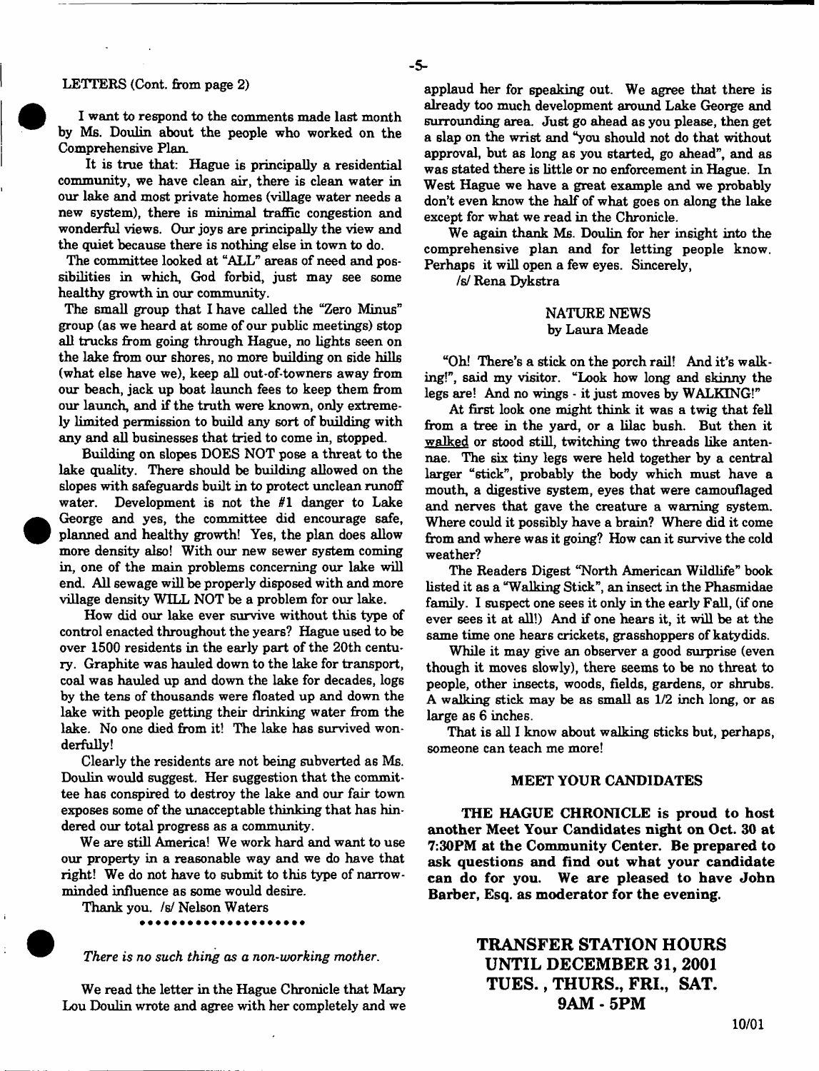LETTERS (Cont. from page 2)

I want to respond to the comments made last month by Ms. Doulin about the people who worked on the Comprehensive Plan.

It is true that: Hague is principally a residential community, we have clean air, there is clean water in our lake and most private homes (village water needs a new system), there is minimal traffic congestion and wonderful views. Our joys are principally the view and the quiet because there is nothing else in town to do.

The committee looked at "ALL" areas of need and possibilities in which, God forbid, just may see some healthy growth in our community.

The small group that I have called the "Zero Minus" group (as we heard at some of our public meetings) stop all trucks from going through Hague, no lights seen on the lake from our shores, no more building on side hills (what else have we), keep all out-of-towners away from our beach, jack up boat launch fees to keep them from our launch, and if the truth were known, only extremely limited permission to build any sort of building with any and all businesses that tried to come in, stopped.

Building on slopes DOES NOT pose a threat to the lake quality. There should be building allowed on the slopes with safeguards built in to protect unclean runoff water. Development is not the #1 danger to Lake George and yes, the committee did encourage safe, planned and healthy growth! Yes, the plan does allow more density also! With our new sewer system coming in, one of the main problems concerning our lake will end. All sewage will be properly disposed with and more village density WILL NOT be a problem for our lake.

How did our lake ever survive without this type of control enacted throughout the years? Hague used to be over 1500 residents in the early part of the 20th century. Graphite was hauled down to the lake for transport, coal was hauled up and down the lake for decades, logs by the tens of thousands were floated up and down the lake with people getting their drinking water from the lake. No one died from it! The lake has survived wonderfully!

Clearly the residents are not being subverted as Ms. Doulin would suggest. Her suggestion that the committee has conspired to destroy the lake and our fair town exposes some of the unacceptable thinking that has hindered our total progress as a community.

We are still America! We work hard and want to use our property in a reasonable way and we do have that right! We do not have to submit to this type of narrow-minded influence as some would desire.

Thank you. /s/ Nelson Waters

\*\*\*\*\*\*\*\*\*\*\*\*\*\*\*\*\*\*\*\*

*There is no such thing as a non-working mother.*

We read the letter in the Hague Chronicle that Mary Lou Doulin wrote and agree with her completely and we applaud her for speaking out. We agree that there is already too much development around Lake George and surrounding area. Just go ahead as you please, then get a slap on the wrist and "you should not do that without approval, but as long as you started, go ahead", and as was stated there is little or no enforcement in Hague. In West Hague we have a great example and we probably don't even know the half of what goes on along the lake except for what we read in the Chronicle.

We again thank Ms. Doulin for her insight into the comprehensive plan and for letting people know. Perhaps it will open a few eyes. Sincerely,

/s/ Rena Dykstra

## NATURE NEWS
by Laura Meade

"Oh! There's a stick on the porch rail! And it's walking!", said my visitor. "Look how long and skinny the legs are! And no wings - it just moves by WALKING!"

At first look one might think it was a twig that fell from a tree in the yard, or a lilac bush. But then it walked or stood still, twitching two threads like antennae. The six tiny legs were held together by a central larger "stick", probably the body which must have a mouth, a digestive system, eyes that were camouflaged and nerves that gave the creature a warning system. Where could it possibly have a brain? Where did it come from and where was it going? How can it survive the cold weather?

The Readers Digest "North American Wildlife" book listed it as a "Walking Stick", an insect in the Phasmidae family. I suspect one sees it only in the early Fall, (if one ever sees it at all!) And if one hears it, it will be at the same time one hears crickets, grasshoppers of katydids.

While it may give an observer a good surprise (even though it moves slowly), there seems to be no threat to people, other insects, woods, fields, gardens, or shrubs. A walking stick may be as small as 1/2 inch long, or as large as 6 inches.

That is all I know about walking sticks but, perhaps, someone can teach me more!

## MEET YOUR CANDIDATES

**THE HAGUE CHRONICLE is proud to host another Meet Your Candidates night on Oct. 30 at 7:30PM at the Community Center. Be prepared to ask questions and find out what your candidate can do for you. We are pleased to have John Barber, Esq. as moderator for the evening.**

## TRANSFER STATION HOURS UNTIL DECEMBER 31, 2001 TUES., THURS., FRI., SAT. 9AM - 5PM

10/01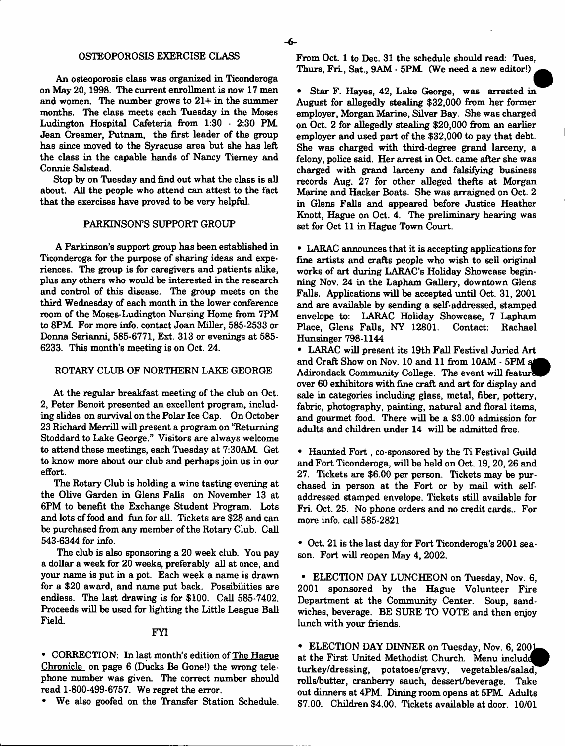## OSTEOPOROSIS EXERCISE CLASS

An osteoporosis class was organized in Ticonderoga on May 20, 1998. The current enrollment is now 17 men and women. The number grows to 21+ in the summer months. The class meets each Tuesday in the Moses Ludington Hospital Cafeteria from 1:30 - 2:30 PM. Jean Creamer, Putnam, the first leader of the group has since moved to the Syracuse area but she has left the class in the capable hands of Nancy Tierney and Connie Salstead.

Stop by on Tuesday and find out what the class is all about. All the people who attend can attest to the fact that the exercises have proved to be very helpful.

## PARKINSON'S SUPPORT GROUP

A Parkinson's support group has been established in Ticonderoga for the purpose of sharing ideas and experiences. The group is for caregivers and patients alike, plus any others who would be interested in the research and control of this disease. The group meets on the third Wednesday of each month in the lower conference room of the Moses-Ludington Nursing Home from 7PM to 8PM. For more info. contact Joan Miller, 585-2533 or Donna Serianni, 585-6771, Ext. 313 or evenings at 585-6233. This month's meeting is on Oct. 24.

## ROTARY CLUB OF NORTHERN LAKE GEORGE

At the regular breakfast meeting of the club on Oct. 2, Peter Benoit presented an excellent program, including slides on survival on the Polar Ice Cap. On October 23 Richard Merrill will present a program on "Returning Stoddard to Lake George." Visitors are always welcome to attend these meetings, each Tuesday at 7:30AM. Get to know more about our club and perhaps join us in our effort.

The Rotary Club is holding a wine tasting evening at the Olive Garden in Glens Falls on November 13 at 6PM to benefit the Exchange Student Program. Lots and lots of food and fun for all. Tickets are $28 and can be purchased from any member of the Rotary Club. Call 543-6344 for info.

The club is also sponsoring a 20 week club. You pay a dollar a week for 20 weeks, preferably all at once, and your name is put in a pot. Each week a name is drawn for a $20 award, and name put back. Possibilities are endless. The last drawing is for $100. Call 585-7402. Proceeds will be used for lighting the Little League Ball Field.

## FYI

- CORRECTION: In last month's edition of The Hague Chronicle on page 6 (Ducks Be Gone!) the wrong telephone number was given. The correct number should read 1-800-499-6757. We regret the error.
- We also goofed on the Transfer Station Schedule. From Oct. 1 to Dec. 31 the schedule should read: Tues, Thurs, Fri., Sat., 9AM - 5PM. (We need a new editor!)
- Star F. Hayes, 42, Lake George, was arrested in August for allegedly stealing $32,000 from her former employer, Morgan Marine, Silver Bay. She was charged on Oct. 2 for allegedly stealing $20,000 from an earlier employer and used part of the $32,000 to pay that debt. She was charged with third-degree grand larceny, a felony, police said. Her arrest in Oct. came after she was charged with grand larceny and falsifying business records Aug. 27 for other alleged thefts at Morgan Marine and Hacker Boats. She was arraigned on Oct. 2 in Glens Falls and appeared before Justice Heather Knott, Hague on Oct. 4. The preliminary hearing was set for Oct 11 in Hague Town Court.
- LARAC announces that it is accepting applications for fine artists and crafts people who wish to sell original works of art during LARAC's Holiday Showcase beginning Nov. 24 in the Lapham Gallery, downtown Glens Falls. Applications will be accepted until Oct. 31, 2001 and are available by sending a self-addressed, stamped envelope to: LARAC Holiday Showcase, 7 Lapham Place, Glens Falls, NY 12801. Contact: Rachael Hunsinger 798-1144
- LARAC will present its 19th Fall Festival Juried Art and Craft Show on Nov. 10 and 11 from 10AM - 5PM at Adirondack Community College. The event will feature over 60 exhibitors with fine craft and art for display and sale in categories including glass, metal, fiber, pottery, fabric, photography, painting, natural and floral items, and gourmet food. There will be a $3.00 admission for adults and children under 14 will be admitted free.
- Haunted Fort, co-sponsored by the Ti Festival Guild and Fort Ticonderoga, will be held on Oct. 19, 20, 26 and 27. Tickets are $6.00 per person. Tickets may be purchased in person at the Fort or by mail with self-addressed stamped envelope. Tickets still available for Fri. Oct. 25. No phone orders and no credit cards.. For more info. call 585-2821
- Oct. 21 is the last day for Fort Ticonderoga's 2001 season. Fort will reopen May 4, 2002.
- ELECTION DAY LUNCHEON on Tuesday, Nov. 6, 2001 sponsored by the Hague Volunteer Fire Department at the Community Center. Soup, sandwiches, beverage. BE SURE TO VOTE and then enjoy lunch with your friends.
- ELECTION DAY DINNER on Tuesday, Nov. 6, 2001 at the First United Methodist Church. Menu includes turkey/dressing, potatoes/gravy, vegetables/salad, rolls/butter, cranberry sauch, dessert/beverage. Take out dinners at 4PM. Dining room opens at 5PM. Adults $7.00. Children $4.00. Tickets available at door. 10/01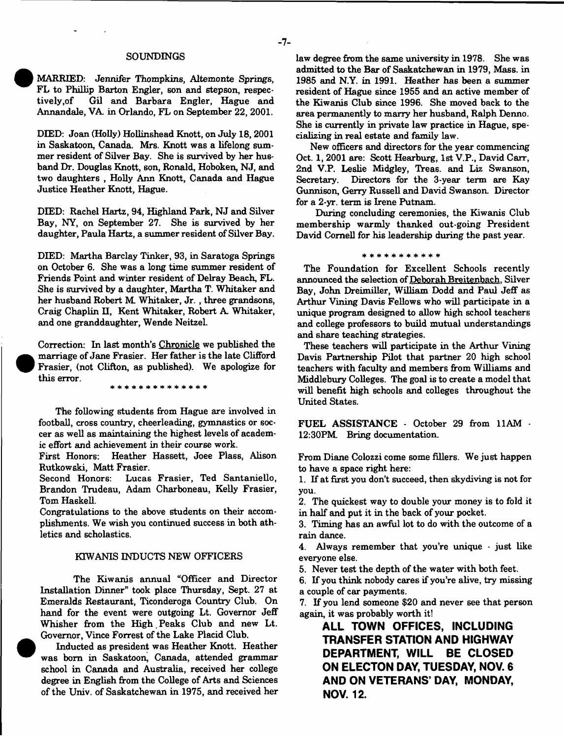## SOUNDINGS

MARRIED: Jennifer Thompkins, Altemonte Springs, FL to Phillip Barton Engler, son and stepson, respectively,of Gil and Barbara Engler, Hague and Annandale, VA. in Orlando, FL on September 22, 2001.

DIED: Joan (Holly) Hollinshead Knott, on July 18, 2001 in Saskatoon, Canada. Mrs. Knott was a lifelong summer resident of Silver Bay. She is survived by her husband Dr. Douglas Knott, son, Ronald, Hoboken, NJ, and two daughters , Holly Ann Knott, Canada and Hague Justice Heather Knott, Hague.

DIED: Rachel Hartz, 94, Highland Park, NJ and Silver Bay, NY, on September 27. She is survived by her daughter, Paula Hartz, a summer resident of Silver Bay.

DIED: Martha Barclay Tinker, 93, in Saratoga Springs on October 6. She was a long time summer resident of Friends Point and winter resident of Delray Beach, FL. She is survived by a daughter, Martha T. Whitaker and her husband Robert M. Whitaker, Jr. , three grandsons, Craig Chaplin II, Kent Whitaker, Robert A. Whitaker, and one granddaughter, Wende Neitzel.

Correction: In last month's Chronicle we published the marriage of Jane Frasier. Her father is the late Clifford Frasier, (not Clifton, as published). We apologize for this error.

* * * * * * * * * * * * * *

The following students from Hague are involved in football, cross country, cheerleading, gymnastics or soccer as well as maintaining the highest levels of academic effort and achievement in their course work.

First Honors: Heather Hassett, Joee Plass, Alison Rutkowski, Matt Frasier.

Second Honors: Lucas Frasier, Ted Santaniello, Brandon Trudeau, Adam Charboneau, Kelly Frasier, Tom Haskell.

Congratulations to the above students on their accomplishments. We wish you continued success in both athletics and scholastics.

## KIWANIS INDUCTS NEW OFFICERS

The Kiwanis annual "Officer and Director Installation Dinner" took place Thursday, Sept. 27 at Emeralds Restaurant, Ticonderoga Country Club. On hand for the event were outgoing Lt. Governor Jeff Whisher from the High Peaks Club and new Lt. Governor, Vince Forrest of the Lake Placid Club.

Inducted as president was Heather Knott. Heather was born in Saskatoon, Canada, attended grammar school in Canada and Australia, received her college degree in English from the College of Arts and Sciences of the Univ. of Saskatchewan in 1975, and received her law degree from the same university in 1978. She was admitted to the Bar of Saskatchewan in 1979, Mass. in 1985 and N.Y. in 1991. Heather has been a summer resident of Hague since 1955 and an active member of the Kiwanis Club since 1996. She moved back to the area permanently to marry her husband, Ralph Denno. She is currently in private law practice in Hague, specializing in real estate and family law.

New officers and directors for the year commencing Oct. 1, 2001 are: Scott Hearburg, 1st V.P., David Carr, 2nd V.P. Leslie Midgley, Treas. and Liz Swanson, Secretary. Directors for the 3-year term are Kay Gunnison, Gerry Russell and David Swanson. Director for a 2-yr. term is Irene Putnam.

During concluding ceremonies, the Kiwanis Club membership warmly thanked out-going President David Cornell for his leadership during the past year.

* * * * * * * * * * *

The Foundation for Excellent Schools recently announced the selection of Deborah Breitenbach, Silver Bay, John Dreimiller, William Dodd and Paul Jeff as Arthur Vining Davis Fellows who will participate in a unique program designed to allow high school teachers and college professors to build mutual understandings and share teaching strategies.

These teachers will participate in the Arthur Vining Davis Partnership Pilot that partner 20 high school teachers with faculty and members from Williams and Middlebury Colleges. The goal is to create a model that will benefit high schools and colleges throughout the United States.

**FUEL ASSISTANCE** - October 29 from 11AM - 12:30PM. Bring documentation.

From Diane Colozzi come some fillers. We just happen to have a space right here:

1. If at first you don't succeed, then skydiving is not for you.
2. The quickest way to double your money is to fold it in half and put it in the back of your pocket.
3. Timing has an awful lot to do with the outcome of a rain dance.
4. Always remember that you're unique - just like everyone else.
5. Never test the depth of the water with both feet.
6. If you think nobody cares if you're alive, try missing a couple of car payments.
7. If you lend someone $20 and never see that person again, it was probably worth it!

**ALL TOWN OFFICES, INCLUDING TRANSFER STATION AND HIGHWAY DEPARTMENT, WILL BE CLOSED ON ELECTON DAY, TUESDAY, NOV. 6 AND ON VETERANS' DAY, MONDAY, NOV. 12.**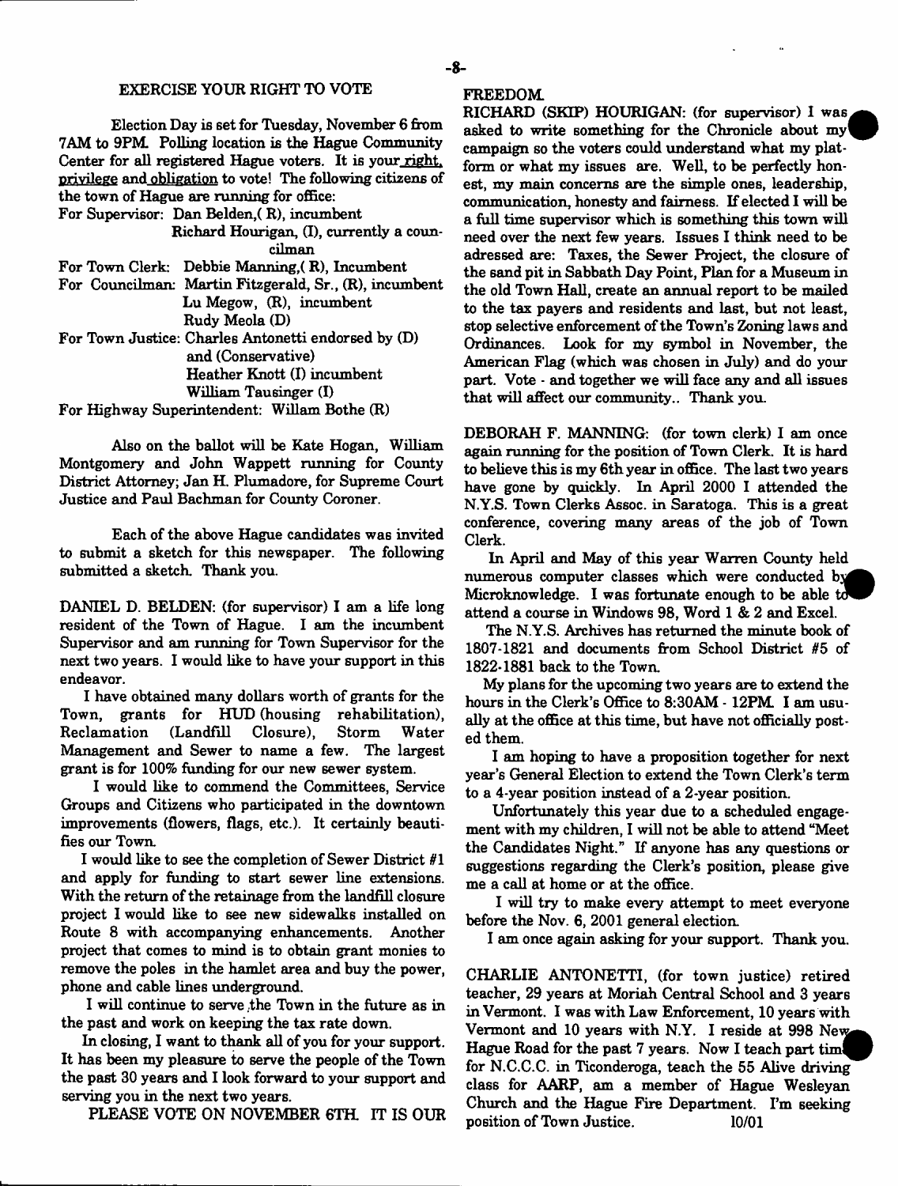## EXERCISE YOUR RIGHT TO VOTE

Election Day is set for Tuesday, November 6 from 7AM to 9PM. Polling location is the Hague Community Center for all registered Hague voters. It is your right, privilege and obligation to vote! The following citizens of the town of Hague are running for office:

For Supervisor: Dan Belden, (R), incumbent
Richard Hourigan, (I), currently a councilman

For Town Clerk: Debbie Manning, (R), Incumbent

For Councilman: Martin Fitzgerald, Sr., (R), incumbent
Lu Megow, (R), incumbent
Rudy Meola (D)

For Town Justice: Charles Antonetti endorsed by (D) and (Conservative)
Heather Knott (I) incumbent
William Tausinger (I)

For Highway Superintendent: Willam Bothe (R)

Also on the ballot will be Kate Hogan, William Montgomery and John Wappett running for County District Attorney; Jan H. Plumadore, for Supreme Court Justice and Paul Bachman for County Coroner.

Each of the above Hague candidates was invited to submit a sketch for this newspaper. The following submitted a sketch. Thank you.

DANIEL D. BELDEN: (for supervisor) I am a life long resident of the Town of Hague. I am the incumbent Supervisor and am running for Town Supervisor for the next two years. I would like to have your support in this endeavor.

I have obtained many dollars worth of grants for the Town, grants for HUD (housing rehabilitation), Reclamation (Landfill Closure), Storm Water Management and Sewer to name a few. The largest grant is for 100% funding for our new sewer system.

I would like to commend the Committees, Service Groups and Citizens who participated in the downtown improvements (flowers, flags, etc.). It certainly beautifies our Town.

I would like to see the completion of Sewer District #1 and apply for funding to start sewer line extensions. With the return of the retainage from the landfill closure project I would like to see new sidewalks installed on Route 8 with accompanying enhancements. Another project that comes to mind is to obtain grant monies to remove the poles in the hamlet area and buy the power, phone and cable lines underground.

I will continue to serve the Town in the future as in the past and work on keeping the tax rate down.

In closing, I want to thank all of you for your support. It has been my pleasure to serve the people of the Town the past 30 years and I look forward to your support and serving you in the next two years.

PLEASE VOTE ON NOVEMBER 6TH. IT IS OUR FREEDOM.

RICHARD (SKIP) HOURIGAN: (for supervisor) I was asked to write something for the Chronicle about my campaign so the voters could understand what my platform or what my issues are. Well, to be perfectly honest, my main concerns are the simple ones, leadership, communication, honesty and fairness. If elected I will be a full time supervisor which is something this town will need over the next few years. Issues I think need to be adressed are: Taxes, the Sewer Project, the closure of the sand pit in Sabbath Day Point, Plan for a Museum in the old Town Hall, create an annual report to be mailed to the tax payers and residents and last, but not least, stop selective enforcement of the Town's Zoning laws and Ordinances. Look for my symbol in November, the American Flag (which was chosen in July) and do your part. Vote - and together we will face any and all issues that will affect our community.. Thank you.

DEBORAH F. MANNING: (for town clerk) I am once again running for the position of Town Clerk. It is hard to believe this is my 6th year in office. The last two years have gone by quickly. In April 2000 I attended the N.Y.S. Town Clerks Assoc. in Saratoga. This is a great conference, covering many areas of the job of Town Clerk.

In April and May of this year Warren County held numerous computer classes which were conducted by Microknowledge. I was fortunate enough to be able to attend a course in Windows 98, Word 1 & 2 and Excel.

The N.Y.S. Archives has returned the minute book of 1807-1821 and documents from School District #5 of 1822-1881 back to the Town.

My plans for the upcoming two years are to extend the hours in the Clerk's Office to 8:30AM - 12PM. I am usually at the office at this time, but have not officially posted them.

I am hoping to have a proposition together for next year's General Election to extend the Town Clerk's term to a 4-year position instead of a 2-year position.

Unfortunately this year due to a scheduled engagement with my children, I will not be able to attend "Meet the Candidates Night." If anyone has any questions or suggestions regarding the Clerk's position, please give me a call at home or at the office.

I will try to make every attempt to meet everyone before the Nov. 6, 2001 general election.

I am once again asking for your support. Thank you.

CHARLIE ANTONETTI, (for town justice) retired teacher, 29 years at Moriah Central School and 3 years in Vermont. I was with Law Enforcement, 10 years with Vermont and 10 years with N.Y. I reside at 998 New Hague Road for the past 7 years. Now I teach part time for N.C.C.C. in Ticonderoga, teach the 55 Alive driving class for AARP, am a member of Hague Wesleyan Church and the Hague Fire Department. I'm seeking position of Town Justice. 10/01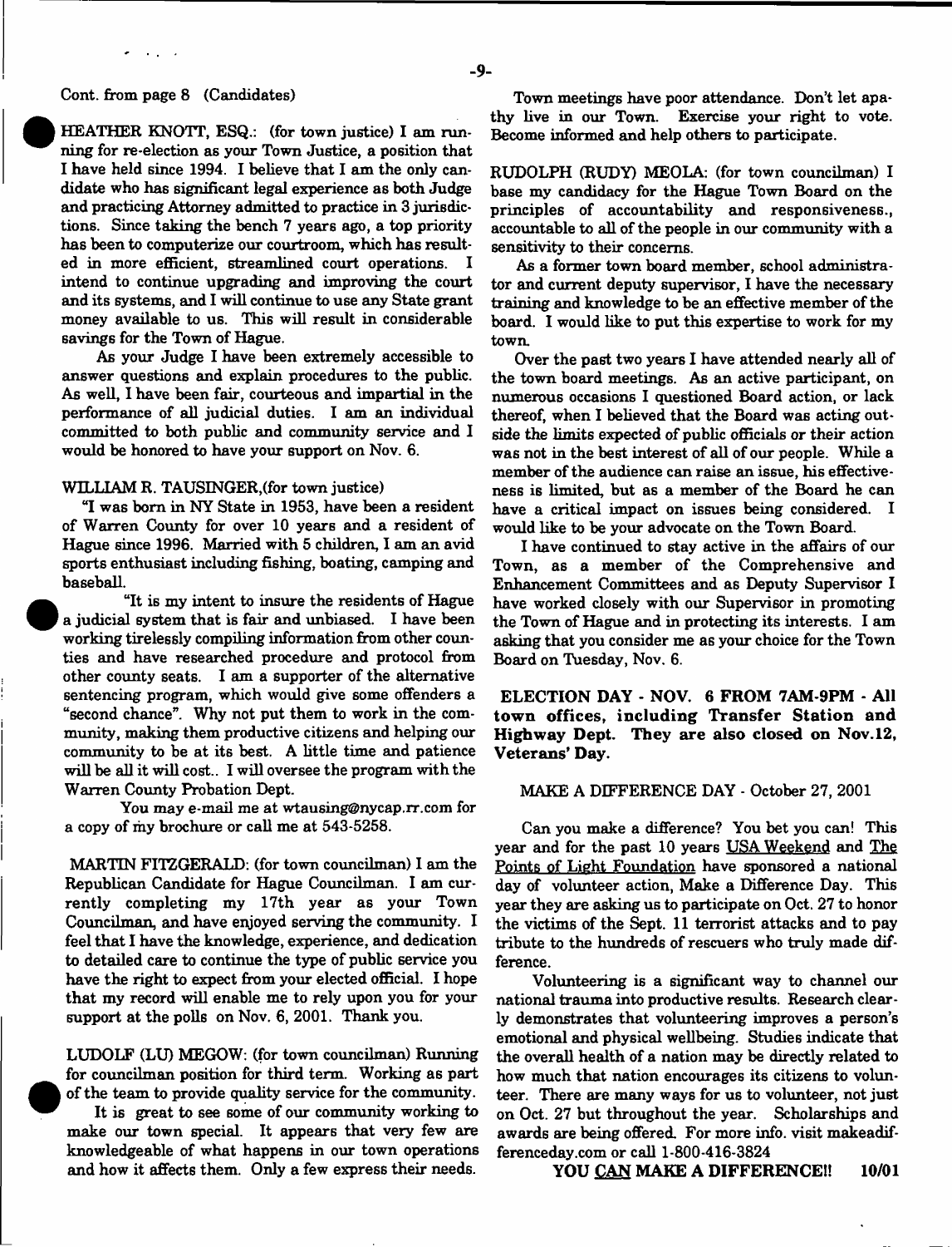Cont. from page 8 (Candidates)

HEATHER KNOTT, ESQ.: (for town justice) I am running for re-election as your Town Justice, a position that I have held since 1994. I believe that I am the only candidate who has significant legal experience as both Judge and practicing Attorney admitted to practice in 3 jurisdictions. Since taking the bench 7 years ago, a top priority has been to computerize our courtroom, which has resulted in more efficient, streamlined court operations. I intend to continue upgrading and improving the court and its systems, and I will continue to use any State grant money available to us. This will result in considerable savings for the Town of Hague.

As your Judge I have been extremely accessible to answer questions and explain procedures to the public. As well, I have been fair, courteous and impartial in the performance of all judicial duties. I am an individual committed to both public and community service and I would be honored to have your support on Nov. 6.

WILLIAM R. TAUSINGER,(for town justice)

"I was born in NY State in 1953, have been a resident of Warren County for over 10 years and a resident of Hague since 1996. Married with 5 children, I am an avid sports enthusiast including fishing, boating, camping and baseball.

"It is my intent to insure the residents of Hague a judicial system that is fair and unbiased. I have been working tirelessly compiling information from other counties and have researched procedure and protocol from other county seats. I am a supporter of the alternative sentencing program, which would give some offenders a "second chance". Why not put them to work in the community, making them productive citizens and helping our community to be at its best. A little time and patience will be all it will cost.. I will oversee the program with the Warren County Probation Dept.

You may e-mail me at wtausing@nycap.rr.com for a copy of my brochure or call me at 543-5258.

MARTIN FITZGERALD: (for town councilman) I am the Republican Candidate for Hague Councilman. I am currently completing my 17th year as your Town Councilman, and have enjoyed serving the community. I feel that I have the knowledge, experience, and dedication to detailed care to continue the type of public service you have the right to expect from your elected official. I hope that my record will enable me to rely upon you for your support at the polls on Nov. 6, 2001. Thank you.

LUDOLF (LU) MEGOW: (for town councilman) Running for councilman position for third term. Working as part of the team to provide quality service for the community.

It is great to see some of our community working to make our town special. It appears that very few are knowledgeable of what happens in our town operations and how it affects them. Only a few express their needs.

Town meetings have poor attendance. Don't let apathy live in our Town. Exercise your right to vote. Become informed and help others to participate.

RUDOLPH (RUDY) MEOLA: (for town councilman) I base my candidacy for the Hague Town Board on the principles of accountability and responsiveness., accountable to all of the people in our community with a sensitivity to their concerns.

As a former town board member, school administrator and current deputy supervisor, I have the necessary training and knowledge to be an effective member of the board. I would like to put this expertise to work for my town.

Over the past two years I have attended nearly all of the town board meetings. As an active participant, on numerous occasions I questioned Board action, or lack thereof, when I believed that the Board was acting outside the limits expected of public officials or their action was not in the best interest of all of our people. While a member of the audience can raise an issue, his effectiveness is limited, but as a member of the Board he can have a critical impact on issues being considered. I would like to be your advocate on the Town Board.

I have continued to stay active in the affairs of our Town, as a member of the Comprehensive and Enhancement Committees and as Deputy Supervisor I have worked closely with our Supervisor in promoting the Town of Hague and in protecting its interests. I am asking that you consider me as your choice for the Town Board on Tuesday, Nov. 6.

**ELECTION DAY - NOV. 6 FROM 7AM-9PM - All town offices, including Transfer Station and Highway Dept. They are also closed on Nov.12, Veterans' Day.**

MAKE A DIFFERENCE DAY - October 27, 2001

Can you make a difference? You bet you can! This year and for the past 10 years USA Weekend and The Points of Light Foundation have sponsored a national day of volunteer action, Make a Difference Day. This year they are asking us to participate on Oct. 27 to honor the victims of the Sept. 11 terrorist attacks and to pay tribute to the hundreds of rescuers who truly made difference.

Volunteering is a significant way to channel our national trauma into productive results. Research clearly demonstrates that volunteering improves a person's emotional and physical wellbeing. Studies indicate that the overall health of a nation may be directly related to how much that nation encourages its citizens to volunteer. There are many ways for us to volunteer, not just on Oct. 27 but throughout the year. Scholarships and awards are being offered. For more info. visit makeadifferenceday.com or call 1-800-416-3824

**YOU CAN MAKE A DIFFERENCE!! 10/01**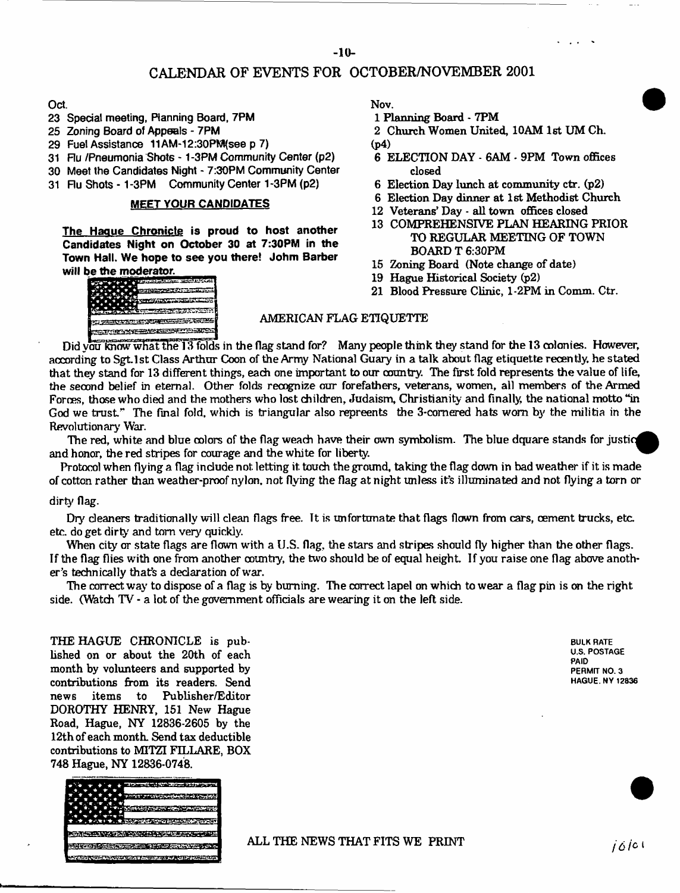# CALENDAR OF EVENTS FOR OCTOBER/NOVEMBER 2001

Oct.

- 23 Special meeting, Planning Board, 7PM
- 25 Zoning Board of Appeals - 7PM
- 29 Fuel Assistance 11AM-12:30PM(see p 7)
- 31 Flu /Pneumonia Shots - 1-3PM Community Center (p2)
- 30 Meet the Candidates Night - 7:30PM Community Center
- 31 Flu Shots - 1-3PM Community Center 1-3PM (p2)

## MEET YOUR CANDIDATES

**The Hague Chronicle is proud to host another Candidates Night on October 30 at 7:30PM in the Town Hall. We hope to see you there! Johm Barber will be the moderator.**

Nov.

- 1 Planning Board - 7PM
- 2 Church Women United, 10AM 1st UM Ch. (p4)
- 6 ELECTION DAY - 6AM - 9PM Town offices closed
- 6 Election Day lunch at community ctr. (p2)
- 6 Election Day dinner at 1st Methodist Church
- 12 Veterans' Day - all town offices closed
- 13 COMPREHENSIVE PLAN HEARING PRIOR TO REGULAR MEETING OF TOWN BOARD T 6:30PM
- 15 Zoning Board (Note change of date)
- 19 Hague Historical Society (p2)
- 21 Blood Pressure Clinic, 1-2PM in Comm. Ctr.

## AMERICAN FLAG ETIQUETTE

Did you know what the 13 folds in the flag stand for? Many people think they stand for the 13 colonies. However, according to Sgt.1st Class Arthur Coon of the Army National Guary in a talk about flag etiquette recently, he stated that they stand for 13 different things, each one important to our country. The first fold represents the value of life, the second belief in eternal. Other folds recognize our forefathers, veterans, women, all members of the Armed Forces, those who died and the mothers who lost children, Judaism, Christianity and finally, the national motto "in God we trust." The final fold, which is triangular also repreents the 3-cornered hats worn by the militia in the Revolutionary War.

The red, white and blue colors of the flag weach have their own symbolism. The blue dquare stands for justice and honor, the red stripes for courage and the white for liberty.

Protocol when flying a flag include not letting it touch the ground, taking the flag down in bad weather if it is made of cotton rather than weather-proof nylon, not flying the flag at night unless it's illuminated and not flying a torn or dirty flag.

Dry cleaners traditionally will clean flags free. It is unfortunate that flags flown from cars, cement trucks, etc. etc. do get dirty and torn very quickly.

When city or state flags are flown with a U.S. flag, the stars and stripes should fly higher than the other flags. If the flag flies with one from another country, the two should be of equal height. If you raise one flag above another's technically that's a declaration of war.

The correct way to dispose of a flag is by burning. The correct lapel on which to wear a flag pin is on the right side. (Watch TV - a lot of the government officials are wearing it on the left side.

THE HAGUE CHRONICLE is published on or about the 20th of each month by volunteers and supported by contributions from its readers. Send news items to Publisher/Editor DOROTHY HENRY, 151 New Hague Road, Hague, NY 12836-2605 by the 12th of each month. Send tax deductible contributions to MITZI FILLARE, BOX 748 Hague, NY 12836-0748.

BULK RATE
U.S. POSTAGE
PAID
PERMIT NO. 3
HAGUE, NY 12836

ALL THE NEWS THAT FITS WE PRINT

10/01